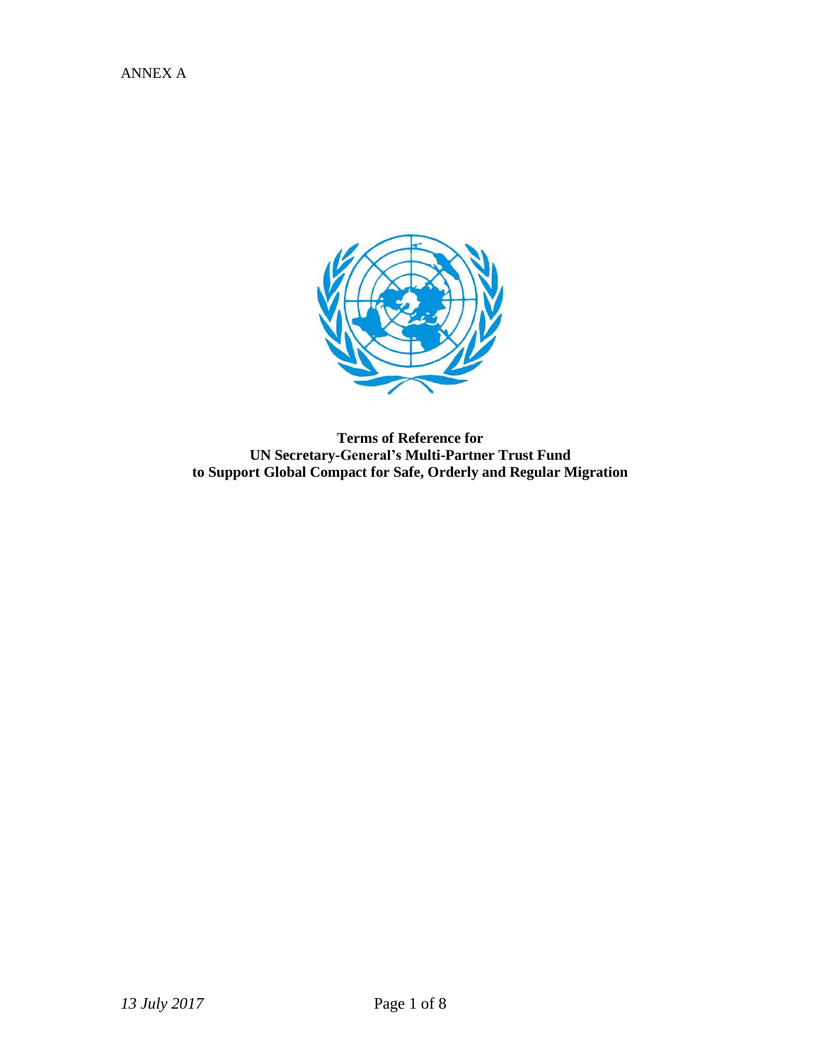ANNEX A

**Terms of Reference for**
**UN Secretary-General's Multi-Partner Trust Fund**
**to Support Global Compact for Safe, Orderly and Regular Migration**

*13 July 2017*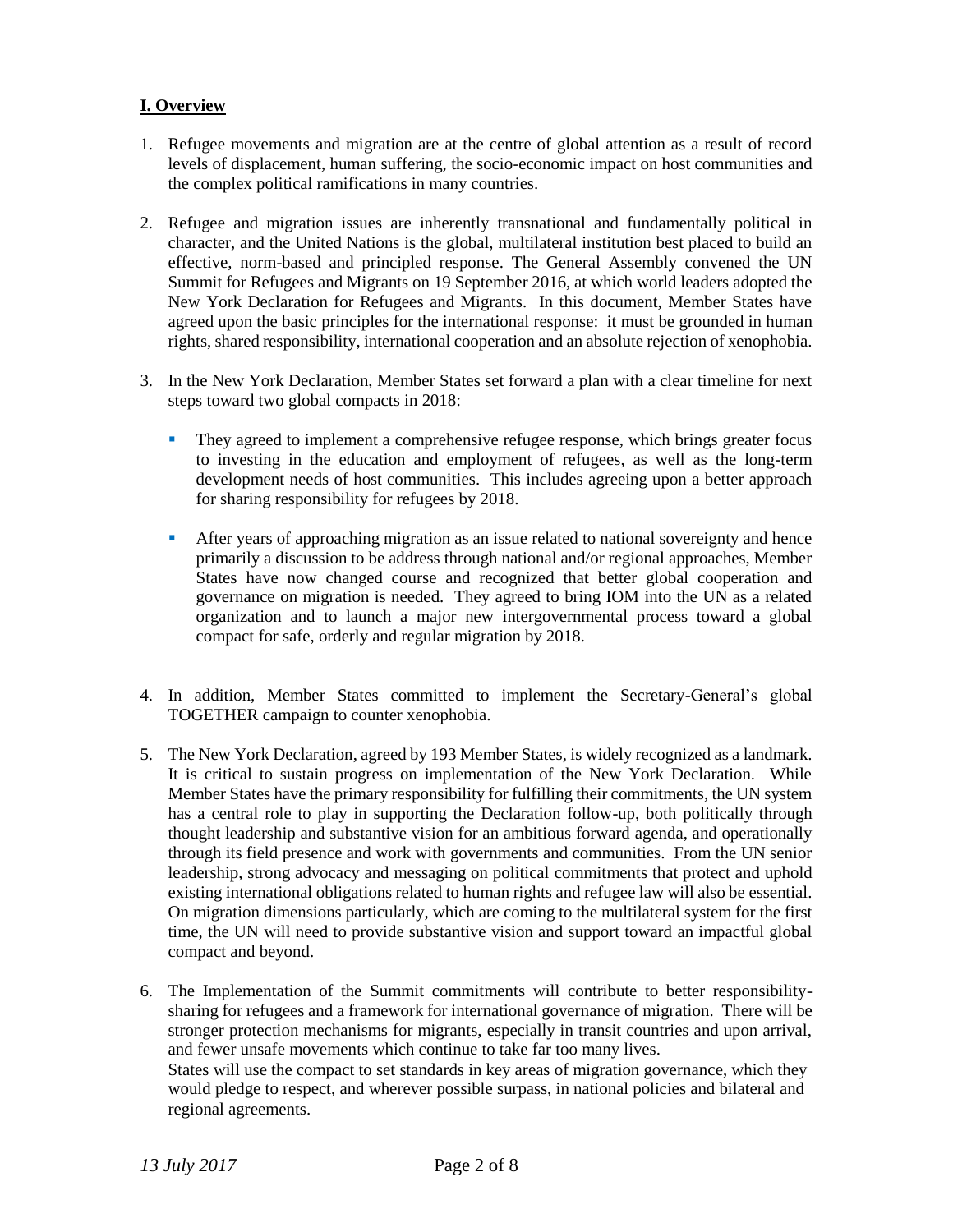## I. Overview

1. Refugee movements and migration are at the centre of global attention as a result of record levels of displacement, human suffering, the socio-economic impact on host communities and the complex political ramifications in many countries.

2. Refugee and migration issues are inherently transnational and fundamentally political in character, and the United Nations is the global, multilateral institution best placed to build an effective, norm-based and principled response. The General Assembly convened the UN Summit for Refugees and Migrants on 19 September 2016, at which world leaders adopted the New York Declaration for Refugees and Migrants. In this document, Member States have agreed upon the basic principles for the international response: it must be grounded in human rights, shared responsibility, international cooperation and an absolute rejection of xenophobia.

3. In the New York Declaration, Member States set forward a plan with a clear timeline for next steps toward two global compacts in 2018:

   - They agreed to implement a comprehensive refugee response, which brings greater focus to investing in the education and employment of refugees, as well as the long-term development needs of host communities. This includes agreeing upon a better approach for sharing responsibility for refugees by 2018.
   - After years of approaching migration as an issue related to national sovereignty and hence primarily a discussion to be address through national and/or regional approaches, Member States have now changed course and recognized that better global cooperation and governance on migration is needed. They agreed to bring IOM into the UN as a related organization and to launch a major new intergovernmental process toward a global compact for safe, orderly and regular migration by 2018.

4. In addition, Member States committed to implement the Secretary-General's global TOGETHER campaign to counter xenophobia.

5. The New York Declaration, agreed by 193 Member States, is widely recognized as a landmark. It is critical to sustain progress on implementation of the New York Declaration. While Member States have the primary responsibility for fulfilling their commitments, the UN system has a central role to play in supporting the Declaration follow-up, both politically through thought leadership and substantive vision for an ambitious forward agenda, and operationally through its field presence and work with governments and communities. From the UN senior leadership, strong advocacy and messaging on political commitments that protect and uphold existing international obligations related to human rights and refugee law will also be essential. On migration dimensions particularly, which are coming to the multilateral system for the first time, the UN will need to provide substantive vision and support toward an impactful global compact and beyond.

6. The Implementation of the Summit commitments will contribute to better responsibility-sharing for refugees and a framework for international governance of migration. There will be stronger protection mechanisms for migrants, especially in transit countries and upon arrival, and fewer unsafe movements which continue to take far too many lives.
   States will use the compact to set standards in key areas of migration governance, which they would pledge to respect, and wherever possible surpass, in national policies and bilateral and regional agreements.

*13 July 2017*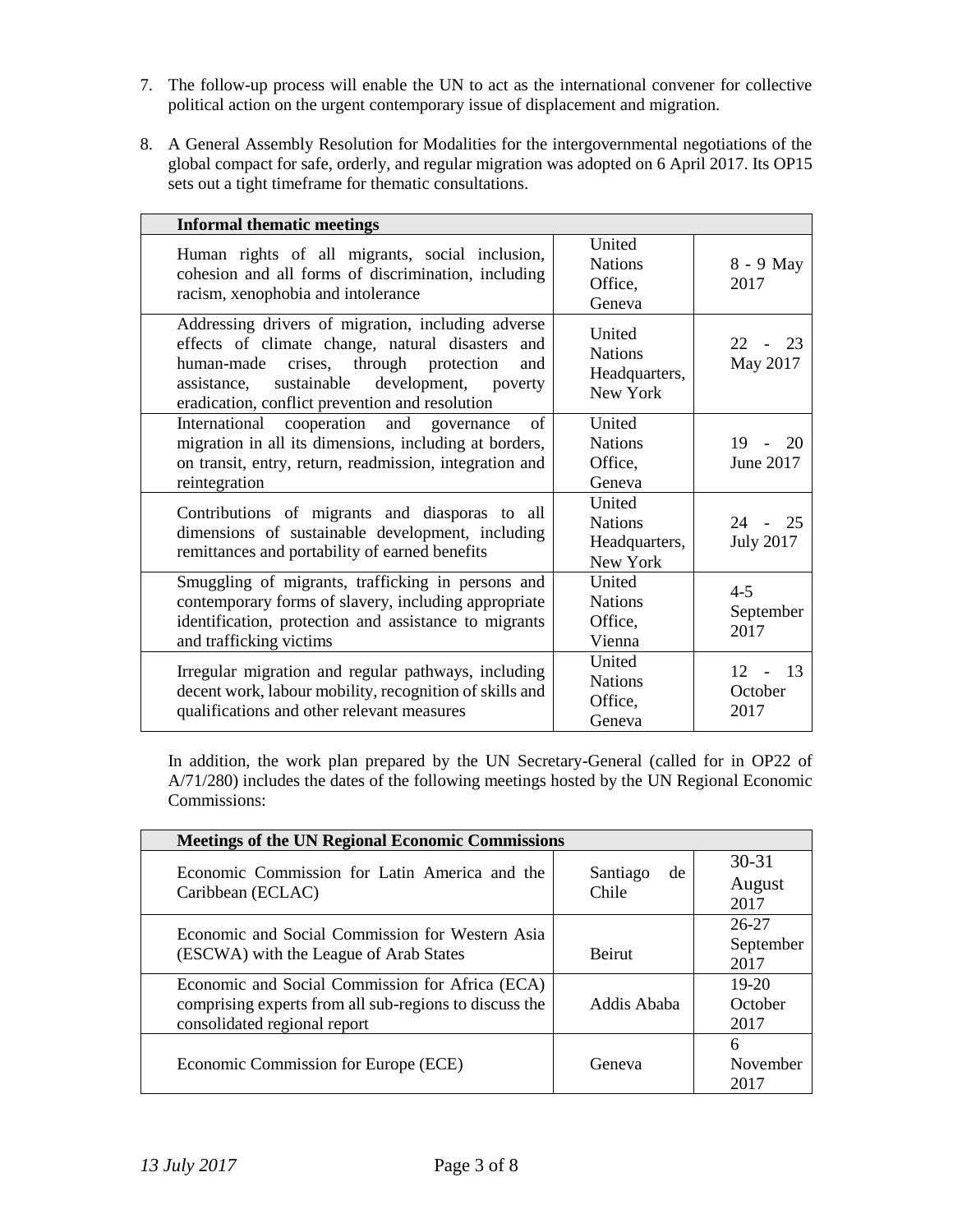7. The follow-up process will enable the UN to act as the international convener for collective political action on the urgent contemporary issue of displacement and migration.

8. A General Assembly Resolution for Modalities for the intergovernmental negotiations of the global compact for safe, orderly, and regular migration was adopted on 6 April 2017. Its OP15 sets out a tight timeframe for thematic consultations.

| Informal thematic meetings | | |
|---|---|---|
| Human rights of all migrants, social inclusion, cohesion and all forms of discrimination, including racism, xenophobia and intolerance | United Nations Office, Geneva | 8 - 9 May 2017 |
| Addressing drivers of migration, including adverse effects of climate change, natural disasters and human-made crises, through protection and assistance, sustainable development, poverty eradication, conflict prevention and resolution | United Nations Headquarters, New York | 22 - 23 May 2017 |
| International cooperation and governance of migration in all its dimensions, including at borders, on transit, entry, return, readmission, integration and reintegration | United Nations Office, Geneva | 19 - 20 June 2017 |
| Contributions of migrants and diasporas to all dimensions of sustainable development, including remittances and portability of earned benefits | United Nations Headquarters, New York | 24 - 25 July 2017 |
| Smuggling of migrants, trafficking in persons and contemporary forms of slavery, including appropriate identification, protection and assistance to migrants and trafficking victims | United Nations Office, Vienna | 4-5 September 2017 |
| Irregular migration and regular pathways, including decent work, labour mobility, recognition of skills and qualifications and other relevant measures | United Nations Office, Geneva | 12 - 13 October 2017 |

In addition, the work plan prepared by the UN Secretary-General (called for in OP22 of A/71/280) includes the dates of the following meetings hosted by the UN Regional Economic Commissions:

| Meetings of the UN Regional Economic Commissions | | |
|---|---|---|
| Economic Commission for Latin America and the Caribbean (ECLAC) | Santiago de Chile | 30-31 August 2017 |
| Economic and Social Commission for Western Asia (ESCWA) with the League of Arab States | Beirut | 26-27 September 2017 |
| Economic and Social Commission for Africa (ECA) comprising experts from all sub-regions to discuss the consolidated regional report | Addis Ababa | 19-20 October 2017 |
| Economic Commission for Europe (ECE) | Geneva | 6 November 2017 |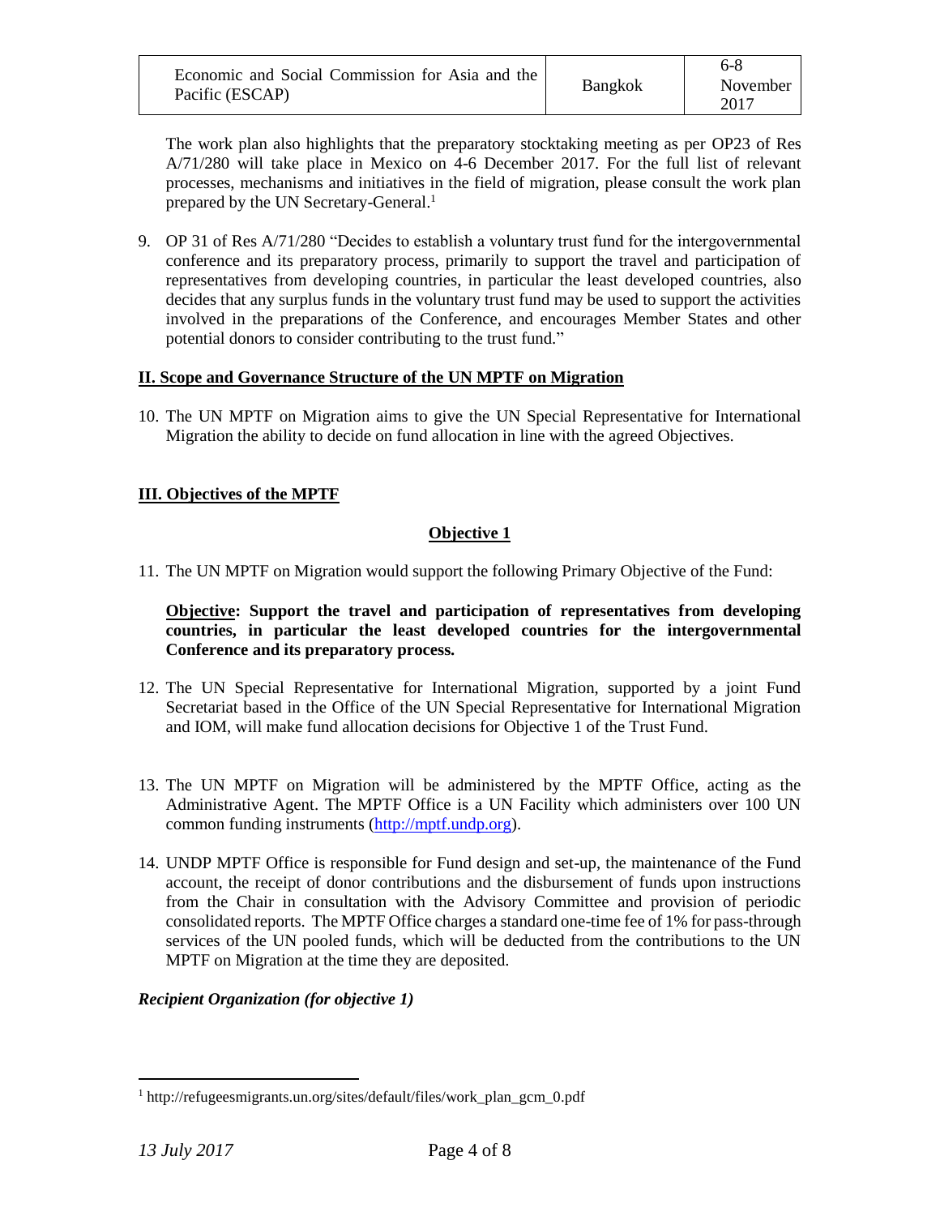| Economic and Social Commission for Asia and the Pacific (ESCAP) | Bangkok | 6-8 November 2017 |
|---|---|---|

The work plan also highlights that the preparatory stocktaking meeting as per OP23 of Res A/71/280 will take place in Mexico on 4-6 December 2017. For the full list of relevant processes, mechanisms and initiatives in the field of migration, please consult the work plan prepared by the UN Secretary-General.[1]

9. OP 31 of Res A/71/280 "Decides to establish a voluntary trust fund for the intergovernmental conference and its preparatory process, primarily to support the travel and participation of representatives from developing countries, in particular the least developed countries, also decides that any surplus funds in the voluntary trust fund may be used to support the activities involved in the preparations of the Conference, and encourages Member States and other potential donors to consider contributing to the trust fund."

## II. Scope and Governance Structure of the UN MPTF on Migration

10. The UN MPTF on Migration aims to give the UN Special Representative for International Migration the ability to decide on fund allocation in line with the agreed Objectives.

## III. Objectives of the MPTF

### Objective 1

11. The UN MPTF on Migration would support the following Primary Objective of the Fund:

    **Objective: Support the travel and participation of representatives from developing countries, in particular the least developed countries for the intergovernmental Conference and its preparatory process.**

12. The UN Special Representative for International Migration, supported by a joint Fund Secretariat based in the Office of the UN Special Representative for International Migration and IOM, will make fund allocation decisions for Objective 1 of the Trust Fund.

13. The UN MPTF on Migration will be administered by the MPTF Office, acting as the Administrative Agent. The MPTF Office is a UN Facility which administers over 100 UN common funding instruments (http://mptf.undp.org).

14. UNDP MPTF Office is responsible for Fund design and set-up, the maintenance of the Fund account, the receipt of donor contributions and the disbursement of funds upon instructions from the Chair in consultation with the Advisory Committee and provision of periodic consolidated reports. The MPTF Office charges a standard one-time fee of 1% for pass-through services of the UN pooled funds, which will be deducted from the contributions to the UN MPTF on Migration at the time they are deposited.

***Recipient Organization (for objective 1)***

[1] http://refugeesmigrants.un.org/sites/default/files/work_plan_gcm_0.pdf

*13 July 2017*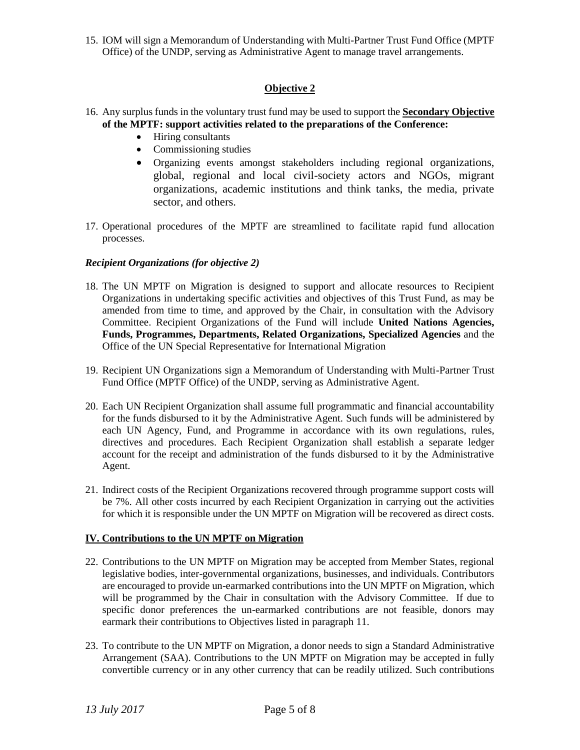15. IOM will sign a Memorandum of Understanding with Multi-Partner Trust Fund Office (MPTF Office) of the UNDP, serving as Administrative Agent to manage travel arrangements.

### Objective 2

16. Any surplus funds in the voluntary trust fund may be used to support the **Secondary Objective of the MPTF: support activities related to the preparations of the Conference:**
    - Hiring consultants
    - Commissioning studies
    - Organizing events amongst stakeholders including regional organizations, global, regional and local civil-society actors and NGOs, migrant organizations, academic institutions and think tanks, the media, private sector, and others.

17. Operational procedures of the MPTF are streamlined to facilitate rapid fund allocation processes.

***Recipient Organizations (for objective 2)***

18. The UN MPTF on Migration is designed to support and allocate resources to Recipient Organizations in undertaking specific activities and objectives of this Trust Fund, as may be amended from time to time, and approved by the Chair, in consultation with the Advisory Committee. Recipient Organizations of the Fund will include **United Nations Agencies, Funds, Programmes, Departments, Related Organizations, Specialized Agencies** and the Office of the UN Special Representative for International Migration

19. Recipient UN Organizations sign a Memorandum of Understanding with Multi-Partner Trust Fund Office (MPTF Office) of the UNDP, serving as Administrative Agent.

20. Each UN Recipient Organization shall assume full programmatic and financial accountability for the funds disbursed to it by the Administrative Agent. Such funds will be administered by each UN Agency, Fund, and Programme in accordance with its own regulations, rules, directives and procedures. Each Recipient Organization shall establish a separate ledger account for the receipt and administration of the funds disbursed to it by the Administrative Agent.

21. Indirect costs of the Recipient Organizations recovered through programme support costs will be 7%. All other costs incurred by each Recipient Organization in carrying out the activities for which it is responsible under the UN MPTF on Migration will be recovered as direct costs.

## IV. Contributions to the UN MPTF on Migration

22. Contributions to the UN MPTF on Migration may be accepted from Member States, regional legislative bodies, inter-governmental organizations, businesses, and individuals. Contributors are encouraged to provide un-earmarked contributions into the UN MPTF on Migration, which will be programmed by the Chair in consultation with the Advisory Committee. If due to specific donor preferences the un-earmarked contributions are not feasible, donors may earmark their contributions to Objectives listed in paragraph 11.

23. To contribute to the UN MPTF on Migration, a donor needs to sign a Standard Administrative Arrangement (SAA). Contributions to the UN MPTF on Migration may be accepted in fully convertible currency or in any other currency that can be readily utilized. Such contributions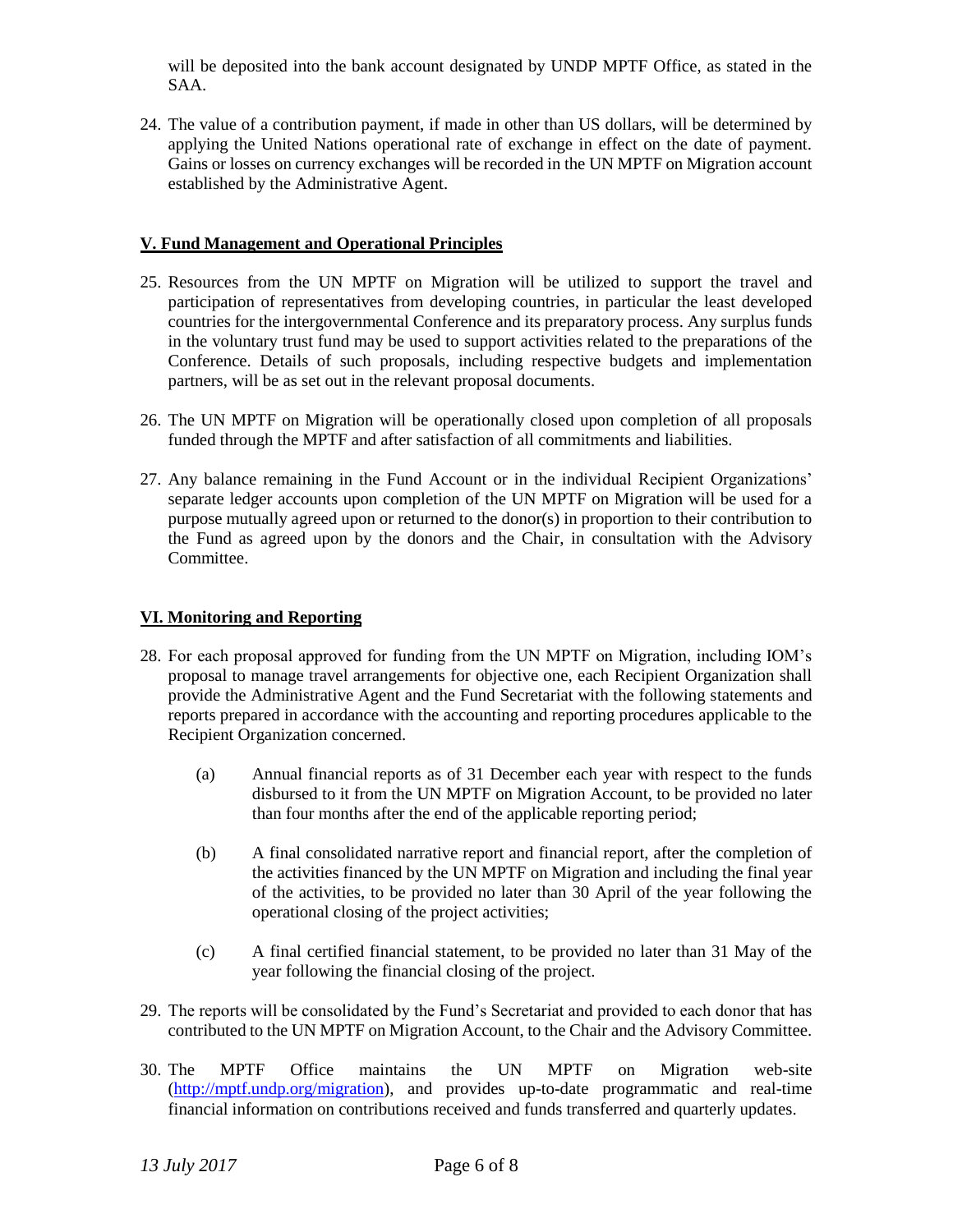will be deposited into the bank account designated by UNDP MPTF Office, as stated in the SAA.

24. The value of a contribution payment, if made in other than US dollars, will be determined by applying the United Nations operational rate of exchange in effect on the date of payment. Gains or losses on currency exchanges will be recorded in the UN MPTF on Migration account established by the Administrative Agent.

## V. Fund Management and Operational Principles

25. Resources from the UN MPTF on Migration will be utilized to support the travel and participation of representatives from developing countries, in particular the least developed countries for the intergovernmental Conference and its preparatory process. Any surplus funds in the voluntary trust fund may be used to support activities related to the preparations of the Conference. Details of such proposals, including respective budgets and implementation partners, will be as set out in the relevant proposal documents.

26. The UN MPTF on Migration will be operationally closed upon completion of all proposals funded through the MPTF and after satisfaction of all commitments and liabilities.

27. Any balance remaining in the Fund Account or in the individual Recipient Organizations' separate ledger accounts upon completion of the UN MPTF on Migration will be used for a purpose mutually agreed upon or returned to the donor(s) in proportion to their contribution to the Fund as agreed upon by the donors and the Chair, in consultation with the Advisory Committee.

## VI. Monitoring and Reporting

28. For each proposal approved for funding from the UN MPTF on Migration, including IOM's proposal to manage travel arrangements for objective one, each Recipient Organization shall provide the Administrative Agent and the Fund Secretariat with the following statements and reports prepared in accordance with the accounting and reporting procedures applicable to the Recipient Organization concerned.

    (a) Annual financial reports as of 31 December each year with respect to the funds disbursed to it from the UN MPTF on Migration Account, to be provided no later than four months after the end of the applicable reporting period;

    (b) A final consolidated narrative report and financial report, after the completion of the activities financed by the UN MPTF on Migration and including the final year of the activities, to be provided no later than 30 April of the year following the operational closing of the project activities;

    (c) A final certified financial statement, to be provided no later than 31 May of the year following the financial closing of the project.

29. The reports will be consolidated by the Fund's Secretariat and provided to each donor that has contributed to the UN MPTF on Migration Account, to the Chair and the Advisory Committee.

30. The MPTF Office maintains the UN MPTF on Migration web-site (http://mptf.undp.org/migration), and provides up-to-date programmatic and real-time financial information on contributions received and funds transferred and quarterly updates.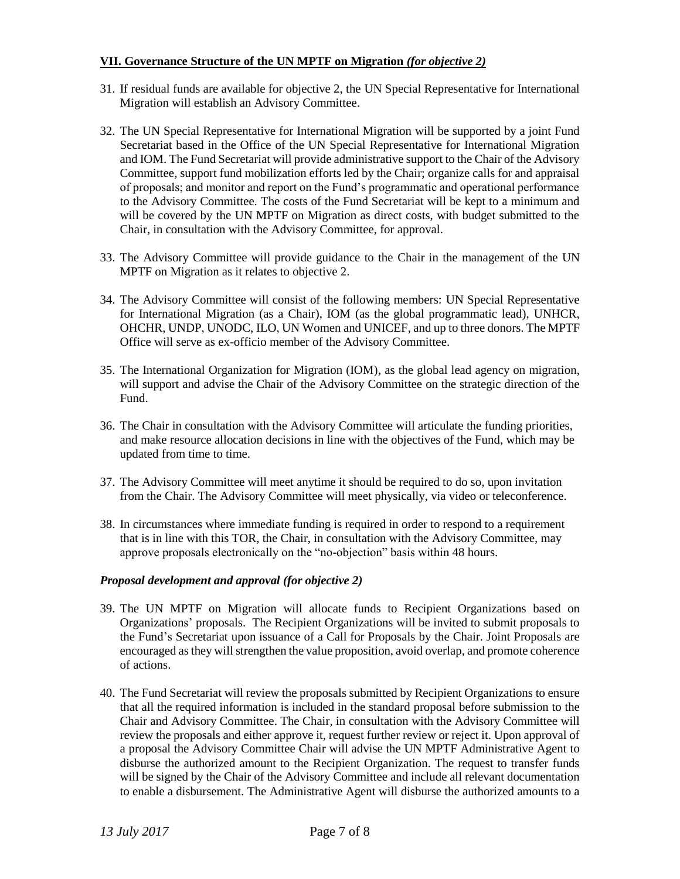## VII. Governance Structure of the UN MPTF on Migration *(for objective 2)*

31. If residual funds are available for objective 2, the UN Special Representative for International Migration will establish an Advisory Committee.

32. The UN Special Representative for International Migration will be supported by a joint Fund Secretariat based in the Office of the UN Special Representative for International Migration and IOM. The Fund Secretariat will provide administrative support to the Chair of the Advisory Committee, support fund mobilization efforts led by the Chair; organize calls for and appraisal of proposals; and monitor and report on the Fund's programmatic and operational performance to the Advisory Committee. The costs of the Fund Secretariat will be kept to a minimum and will be covered by the UN MPTF on Migration as direct costs, with budget submitted to the Chair, in consultation with the Advisory Committee, for approval.

33. The Advisory Committee will provide guidance to the Chair in the management of the UN MPTF on Migration as it relates to objective 2.

34. The Advisory Committee will consist of the following members: UN Special Representative for International Migration (as a Chair), IOM (as the global programmatic lead), UNHCR, OHCHR, UNDP, UNODC, ILO, UN Women and UNICEF, and up to three donors. The MPTF Office will serve as ex-officio member of the Advisory Committee.

35. The International Organization for Migration (IOM), as the global lead agency on migration, will support and advise the Chair of the Advisory Committee on the strategic direction of the Fund.

36. The Chair in consultation with the Advisory Committee will articulate the funding priorities, and make resource allocation decisions in line with the objectives of the Fund, which may be updated from time to time.

37. The Advisory Committee will meet anytime it should be required to do so, upon invitation from the Chair. The Advisory Committee will meet physically, via video or teleconference.

38. In circumstances where immediate funding is required in order to respond to a requirement that is in line with this TOR, the Chair, in consultation with the Advisory Committee, may approve proposals electronically on the "no-objection" basis within 48 hours.

### *Proposal development and approval (for objective 2)*

39. The UN MPTF on Migration will allocate funds to Recipient Organizations based on Organizations' proposals. The Recipient Organizations will be invited to submit proposals to the Fund's Secretariat upon issuance of a Call for Proposals by the Chair. Joint Proposals are encouraged as they will strengthen the value proposition, avoid overlap, and promote coherence of actions.

40. The Fund Secretariat will review the proposals submitted by Recipient Organizations to ensure that all the required information is included in the standard proposal before submission to the Chair and Advisory Committee. The Chair, in consultation with the Advisory Committee will review the proposals and either approve it, request further review or reject it. Upon approval of a proposal the Advisory Committee Chair will advise the UN MPTF Administrative Agent to disburse the authorized amount to the Recipient Organization. The request to transfer funds will be signed by the Chair of the Advisory Committee and include all relevant documentation to enable a disbursement. The Administrative Agent will disburse the authorized amounts to a

*13 July 2017*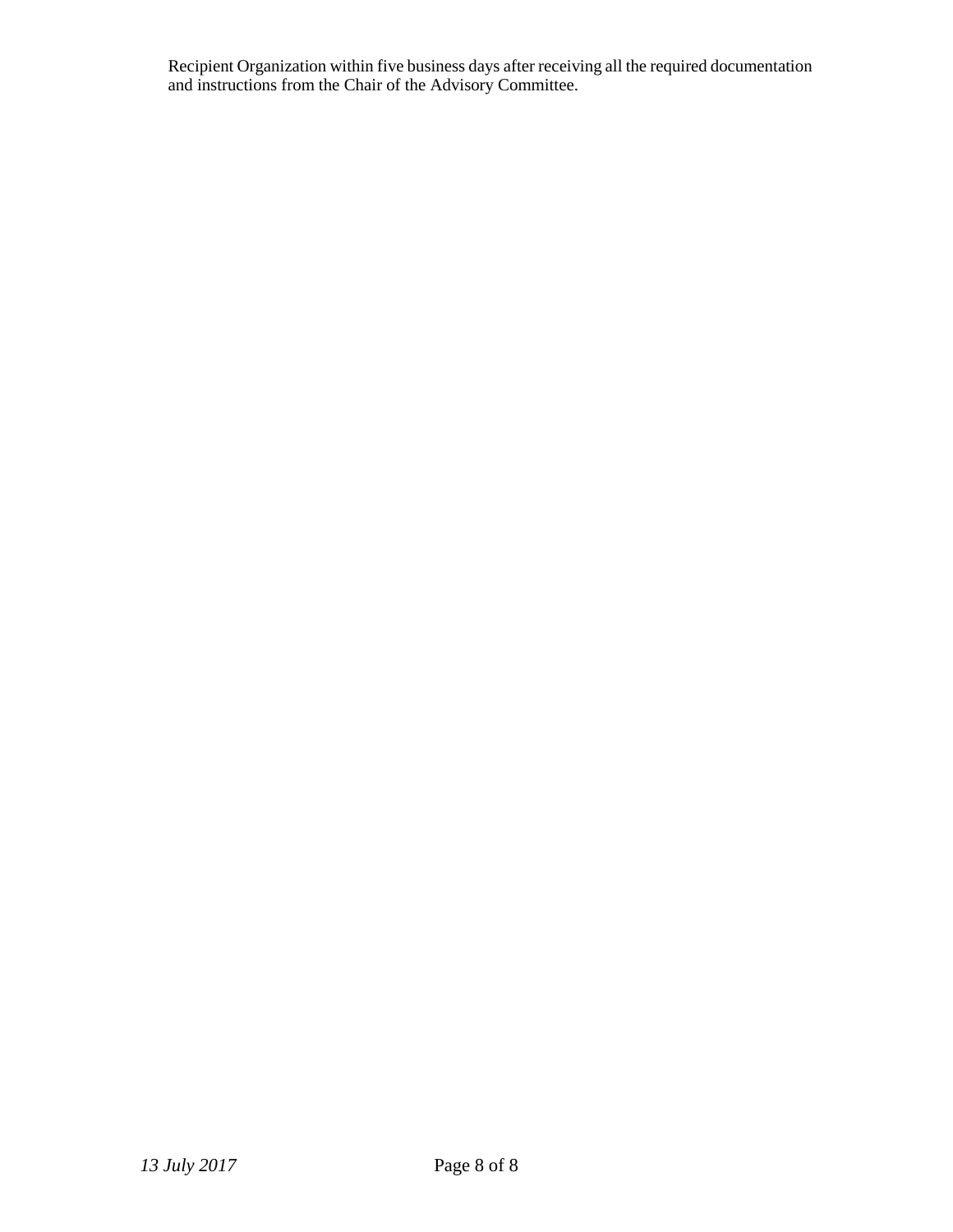Recipient Organization within five business days after receiving all the required documentation and instructions from the Chair of the Advisory Committee.